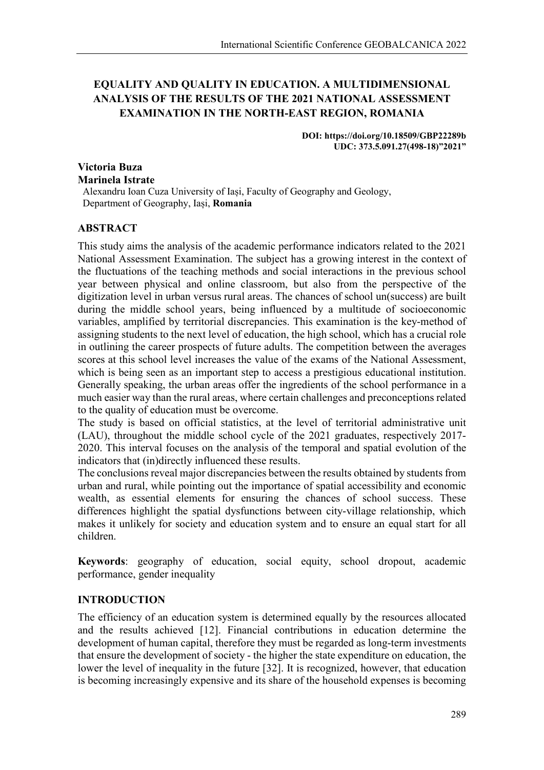# EQUALITY AND QUALITY IN EDUCATION. A MULTIDIMENSIONAL ANALYSIS OF THE RESULTS OF THE 2021 NATIONAL ASSESSMENT EXAMINATION IN THE NORTH-EAST REGION, ROMANIA

**DOI: https://doi.org/10.18509/GBP22289b**
**UDC: 373.5.091.27(498-18)"2021"**

**Victoria Buza**
**Marinela Istrate**
Alexandru Ioan Cuza University of Iași, Faculty of Geography and Geology, Department of Geography, Iași, **Romania**

## ABSTRACT

This study aims the analysis of the academic performance indicators related to the 2021 National Assessment Examination. The subject has a growing interest in the context of the fluctuations of the teaching methods and social interactions in the previous school year between physical and online classroom, but also from the perspective of the digitization level in urban versus rural areas. The chances of school un(success) are built during the middle school years, being influenced by a multitude of socioeconomic variables, amplified by territorial discrepancies. This examination is the key-method of assigning students to the next level of education, the high school, which has a crucial role in outlining the career prospects of future adults. The competition between the averages scores at this school level increases the value of the exams of the National Assessment, which is being seen as an important step to access a prestigious educational institution. Generally speaking, the urban areas offer the ingredients of the school performance in a much easier way than the rural areas, where certain challenges and preconceptions related to the quality of education must be overcome.

The study is based on official statistics, at the level of territorial administrative unit (LAU), throughout the middle school cycle of the 2021 graduates, respectively 2017-2020. This interval focuses on the analysis of the temporal and spatial evolution of the indicators that (in)directly influenced these results.

The conclusions reveal major discrepancies between the results obtained by students from urban and rural, while pointing out the importance of spatial accessibility and economic wealth, as essential elements for ensuring the chances of school success. These differences highlight the spatial dysfunctions between city-village relationship, which makes it unlikely for society and education system and to ensure an equal start for all children.

**Keywords**: geography of education, social equity, school dropout, academic performance, gender inequality

## INTRODUCTION

The efficiency of an education system is determined equally by the resources allocated and the results achieved [12]. Financial contributions in education determine the development of human capital, therefore they must be regarded as long-term investments that ensure the development of society - the higher the state expenditure on education, the lower the level of inequality in the future [32]. It is recognized, however, that education is becoming increasingly expensive and its share of the household expenses is becoming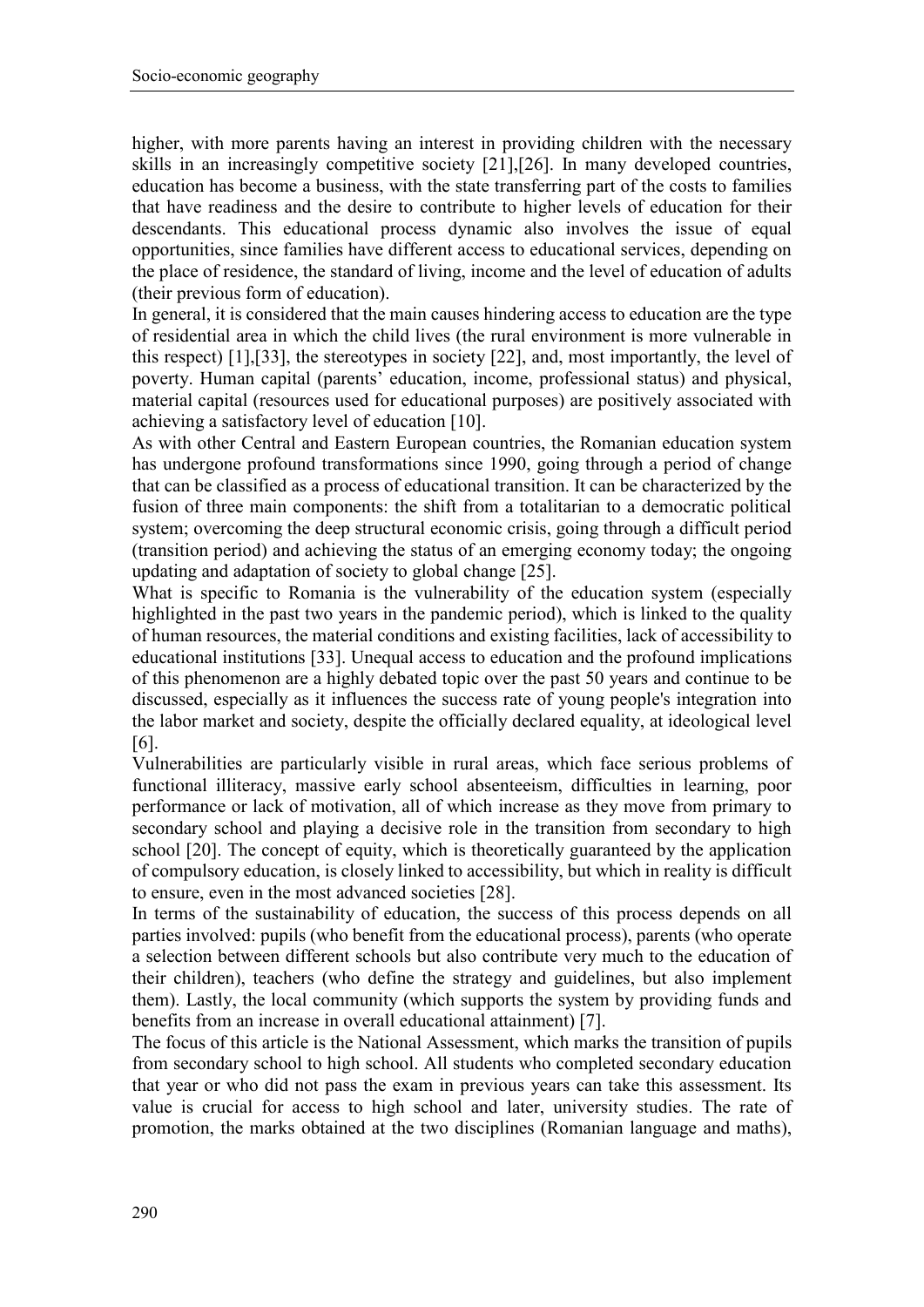higher, with more parents having an interest in providing children with the necessary skills in an increasingly competitive society [21],[26]. In many developed countries, education has become a business, with the state transferring part of the costs to families that have readiness and the desire to contribute to higher levels of education for their descendants. This educational process dynamic also involves the issue of equal opportunities, since families have different access to educational services, depending on the place of residence, the standard of living, income and the level of education of adults (their previous form of education).

In general, it is considered that the main causes hindering access to education are the type of residential area in which the child lives (the rural environment is more vulnerable in this respect) [1],[33], the stereotypes in society [22], and, most importantly, the level of poverty. Human capital (parents' education, income, professional status) and physical, material capital (resources used for educational purposes) are positively associated with achieving a satisfactory level of education [10].

As with other Central and Eastern European countries, the Romanian education system has undergone profound transformations since 1990, going through a period of change that can be classified as a process of educational transition. It can be characterized by the fusion of three main components: the shift from a totalitarian to a democratic political system; overcoming the deep structural economic crisis, going through a difficult period (transition period) and achieving the status of an emerging economy today; the ongoing updating and adaptation of society to global change [25].

What is specific to Romania is the vulnerability of the education system (especially highlighted in the past two years in the pandemic period), which is linked to the quality of human resources, the material conditions and existing facilities, lack of accessibility to educational institutions [33]. Unequal access to education and the profound implications of this phenomenon are a highly debated topic over the past 50 years and continue to be discussed, especially as it influences the success rate of young people's integration into the labor market and society, despite the officially declared equality, at ideological level [6].

Vulnerabilities are particularly visible in rural areas, which face serious problems of functional illiteracy, massive early school absenteeism, difficulties in learning, poor performance or lack of motivation, all of which increase as they move from primary to secondary school and playing a decisive role in the transition from secondary to high school [20]. The concept of equity, which is theoretically guaranteed by the application of compulsory education, is closely linked to accessibility, but which in reality is difficult to ensure, even in the most advanced societies [28].

In terms of the sustainability of education, the success of this process depends on all parties involved: pupils (who benefit from the educational process), parents (who operate a selection between different schools but also contribute very much to the education of their children), teachers (who define the strategy and guidelines, but also implement them). Lastly, the local community (which supports the system by providing funds and benefits from an increase in overall educational attainment) [7].

The focus of this article is the National Assessment, which marks the transition of pupils from secondary school to high school. All students who completed secondary education that year or who did not pass the exam in previous years can take this assessment. Its value is crucial for access to high school and later, university studies. The rate of promotion, the marks obtained at the two disciplines (Romanian language and maths),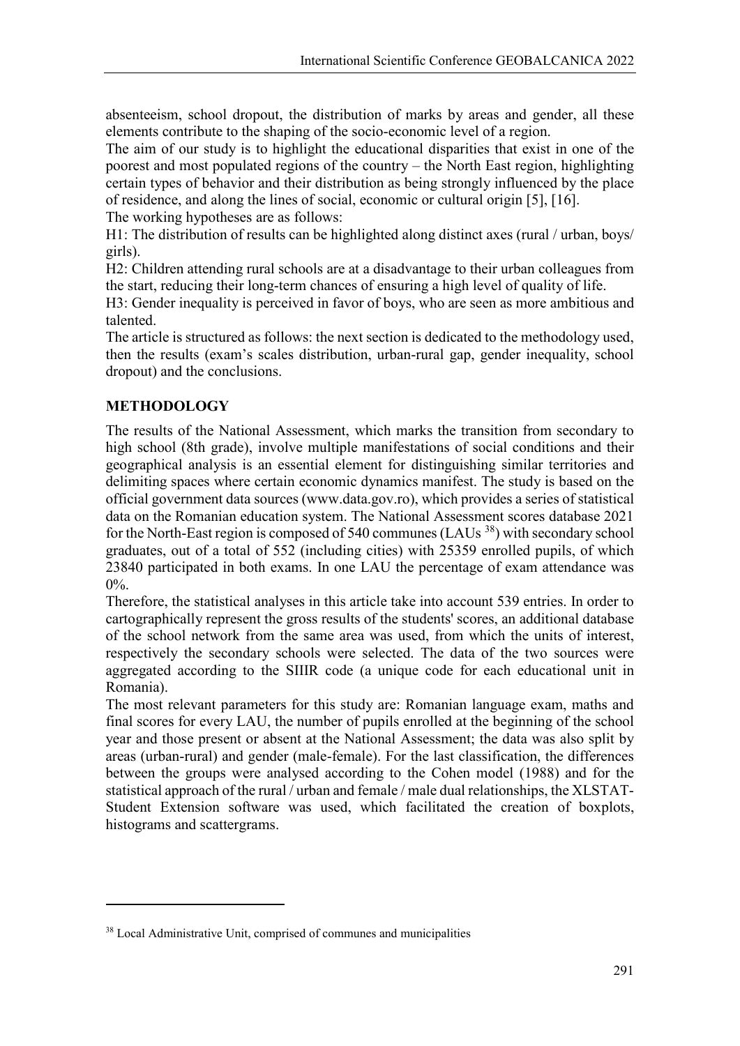absenteeism, school dropout, the distribution of marks by areas and gender, all these elements contribute to the shaping of the socio-economic level of a region.

The aim of our study is to highlight the educational disparities that exist in one of the poorest and most populated regions of the country – the North East region, highlighting certain types of behavior and their distribution as being strongly influenced by the place of residence, and along the lines of social, economic or cultural origin [5], [16].

The working hypotheses are as follows:

H1: The distribution of results can be highlighted along distinct axes (rural / urban, boys/ girls).

H2: Children attending rural schools are at a disadvantage to their urban colleagues from the start, reducing their long-term chances of ensuring a high level of quality of life.

H3: Gender inequality is perceived in favor of boys, who are seen as more ambitious and talented.

The article is structured as follows: the next section is dedicated to the methodology used, then the results (exam's scales distribution, urban-rural gap, gender inequality, school dropout) and the conclusions.

## METHODOLOGY

The results of the National Assessment, which marks the transition from secondary to high school (8th grade), involve multiple manifestations of social conditions and their geographical analysis is an essential element for distinguishing similar territories and delimiting spaces where certain economic dynamics manifest. The study is based on the official government data sources (www.data.gov.ro), which provides a series of statistical data on the Romanian education system. The National Assessment scores database 2021 for the North-East region is composed of 540 communes (LAUs [38]) with secondary school graduates, out of a total of 552 (including cities) with 25359 enrolled pupils, of which 23840 participated in both exams. In one LAU the percentage of exam attendance was 0%.

Therefore, the statistical analyses in this article take into account 539 entries. In order to cartographically represent the gross results of the students' scores, an additional database of the school network from the same area was used, from which the units of interest, respectively the secondary schools were selected. The data of the two sources were aggregated according to the SIIIR code (a unique code for each educational unit in Romania).

The most relevant parameters for this study are: Romanian language exam, maths and final scores for every LAU, the number of pupils enrolled at the beginning of the school year and those present or absent at the National Assessment; the data was also split by areas (urban-rural) and gender (male-female). For the last classification, the differences between the groups were analysed according to the Cohen model (1988) and for the statistical approach of the rural / urban and female / male dual relationships, the XLSTAT-Student Extension software was used, which facilitated the creation of boxplots, histograms and scattergrams.

---

[38] Local Administrative Unit, comprised of communes and municipalities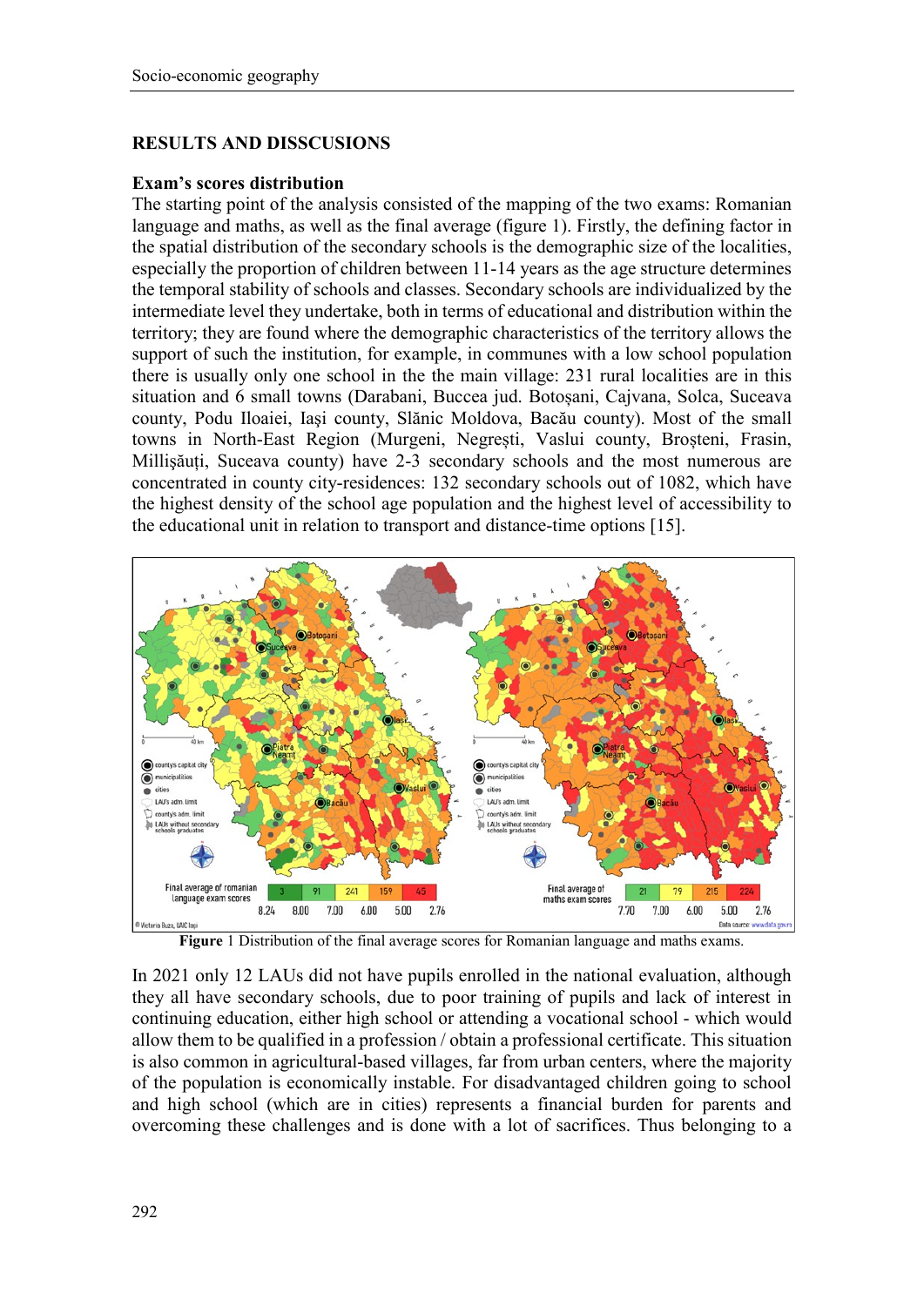## RESULTS AND DISSCUSIONS

### Exam's scores distribution

The starting point of the analysis consisted of the mapping of the two exams: Romanian language and maths, as well as the final average (figure 1). Firstly, the defining factor in the spatial distribution of the secondary schools is the demographic size of the localities, especially the proportion of children between 11-14 years as the age structure determines the temporal stability of schools and classes. Secondary schools are individualized by the intermediate level they undertake, both in terms of educational and distribution within the territory; they are found where the demographic characteristics of the territory allows the support of such the institution, for example, in communes with a low school population there is usually only one school in the the main village: 231 rural localities are in this situation and 6 small towns (Darabani, Buccea jud. Botoșani, Cajvana, Solca, Suceava county, Podu Iloaiei, Iași county, Slănic Moldova, Bacău county). Most of the small towns in North-East Region (Murgeni, Negrești, Vaslui county, Broșteni, Frasin, Millișăuți, Suceava county) have 2-3 secondary schools and the most numerous are concentrated in county city-residences: 132 secondary schools out of 1082, which have the highest density of the school age population and the highest level of accessibility to the educational unit in relation to transport and distance-time options [15].

**Figure** 1 Distribution of the final average scores for Romanian language and maths exams.

In 2021 only 12 LAUs did not have pupils enrolled in the national evaluation, although they all have secondary schools, due to poor training of pupils and lack of interest in continuing education, either high school or attending a vocational school - which would allow them to be qualified in a profession / obtain a professional certificate. This situation is also common in agricultural-based villages, far from urban centers, where the majority of the population is economically instable. For disadvantaged children going to school and high school (which are in cities) represents a financial burden for parents and overcoming these challenges and is done with a lot of sacrifices. Thus belonging to a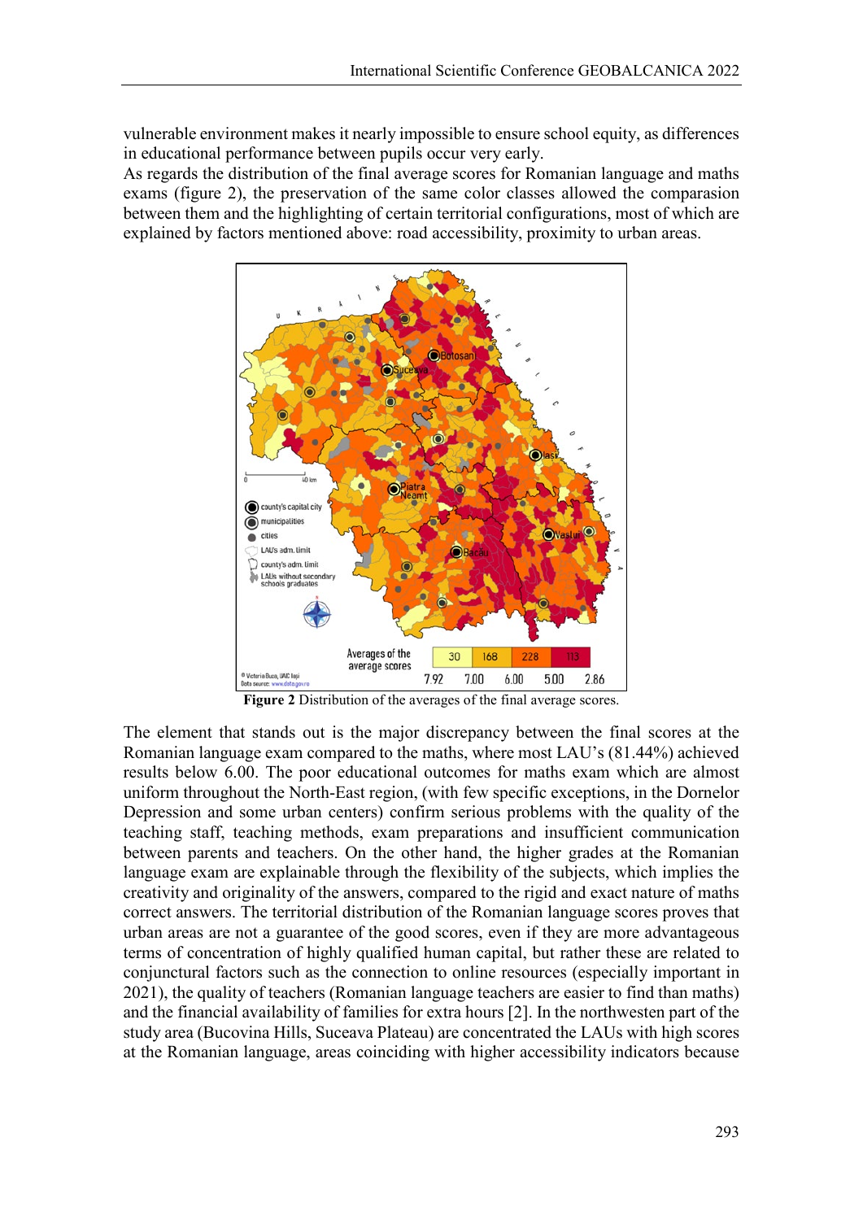vulnerable environment makes it nearly impossible to ensure school equity, as differences in educational performance between pupils occur very early.

As regards the distribution of the final average scores for Romanian language and maths exams (figure 2), the preservation of the same color classes allowed the comparasion between them and the highlighting of certain territorial configurations, most of which are explained by factors mentioned above: road accessibility, proximity to urban areas.

**Figure 2** Distribution of the averages of the final average scores.

The element that stands out is the major discrepancy between the final scores at the Romanian language exam compared to the maths, where most LAU's (81.44%) achieved results below 6.00. The poor educational outcomes for maths exam which are almost uniform throughout the North-East region, (with few specific exceptions, in the Dornelor Depression and some urban centers) confirm serious problems with the quality of the teaching staff, teaching methods, exam preparations and insufficient communication between parents and teachers. On the other hand, the higher grades at the Romanian language exam are explainable through the flexibility of the subjects, which implies the creativity and originality of the answers, compared to the rigid and exact nature of maths correct answers. The territorial distribution of the Romanian language scores proves that urban areas are not a guarantee of the good scores, even if they are more advantageous terms of concentration of highly qualified human capital, but rather these are related to conjunctural factors such as the connection to online resources (especially important in 2021), the quality of teachers (Romanian language teachers are easier to find than maths) and the financial availability of families for extra hours [2]. In the northwesten part of the study area (Bucovina Hills, Suceava Plateau) are concentrated the LAUs with high scores at the Romanian language, areas coinciding with higher accessibility indicators because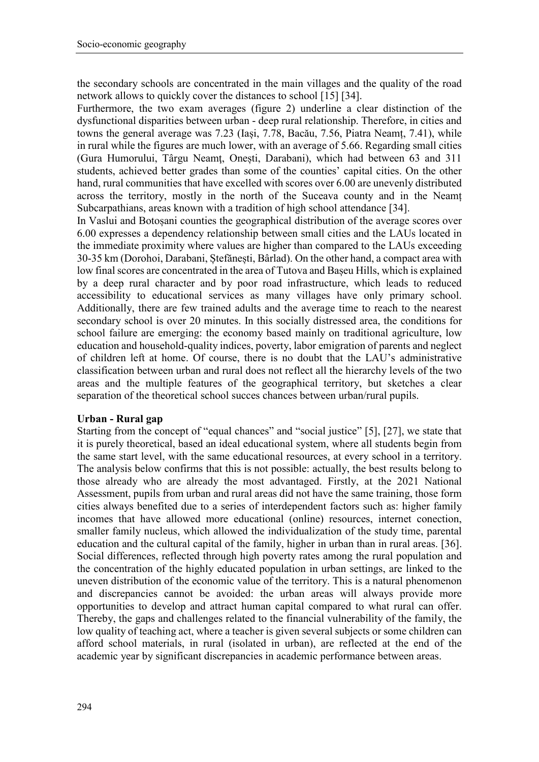the secondary schools are concentrated in the main villages and the quality of the road network allows to quickly cover the distances to school [15] [34].

Furthermore, the two exam averages (figure 2) underline a clear distinction of the dysfunctional disparities between urban - deep rural relationship. Therefore, in cities and towns the general average was 7.23 (Iași, 7.78, Bacău, 7.56, Piatra Neamț, 7.41), while in rural while the figures are much lower, with an average of 5.66. Regarding small cities (Gura Humorului, Târgu Neamţ, Onești, Darabani), which had between 63 and 311 students, achieved better grades than some of the counties' capital cities. On the other hand, rural communities that have excelled with scores over 6.00 are unevenly distributed across the territory, mostly in the north of the Suceava county and in the Neamț Subcarpathians, areas known with a tradition of high school attendance [34].

In Vaslui and Botoșani counties the geographical distribution of the average scores over 6.00 expresses a dependency relationship between small cities and the LAUs located in the immediate proximity where values are higher than compared to the LAUs exceeding 30-35 km (Dorohoi, Darabani, Ștefănești, Bârlad). On the other hand, a compact area with low final scores are concentrated in the area of Tutova and Bașeu Hills, which is explained by a deep rural character and by poor road infrastructure, which leads to reduced accessibility to educational services as many villages have only primary school. Additionally, there are few trained adults and the average time to reach to the nearest secondary school is over 20 minutes. In this socially distressed area, the conditions for school failure are emerging: the economy based mainly on traditional agriculture, low education and household-quality indices, poverty, labor emigration of parents and neglect of children left at home. Of course, there is no doubt that the LAU's administrative classification between urban and rural does not reflect all the hierarchy levels of the two areas and the multiple features of the geographical territory, but sketches a clear separation of the theoretical school succes chances between urban/rural pupils.

**Urban - Rural gap**

Starting from the concept of "equal chances" and "social justice" [5], [27], we state that it is purely theoretical, based an ideal educational system, where all students begin from the same start level, with the same educational resources, at every school in a territory. The analysis below confirms that this is not possible: actually, the best results belong to those already who are already the most advantaged. Firstly, at the 2021 National Assessment, pupils from urban and rural areas did not have the same training, those form cities always benefited due to a series of interdependent factors such as: higher family incomes that have allowed more educational (online) resources, internet conection, smaller family nucleus, which allowed the individualization of the study time, parental education and the cultural capital of the family, higher in urban than in rural areas. [36]. Social differences, reflected through high poverty rates among the rural population and the concentration of the highly educated population in urban settings, are linked to the uneven distribution of the economic value of the territory. This is a natural phenomenon and discrepancies cannot be avoided: the urban areas will always provide more opportunities to develop and attract human capital compared to what rural can offer. Thereby, the gaps and challenges related to the financial vulnerability of the family, the low quality of teaching act, where a teacher is given several subjects or some children can afford school materials, in rural (isolated in urban), are reflected at the end of the academic year by significant discrepancies in academic performance between areas.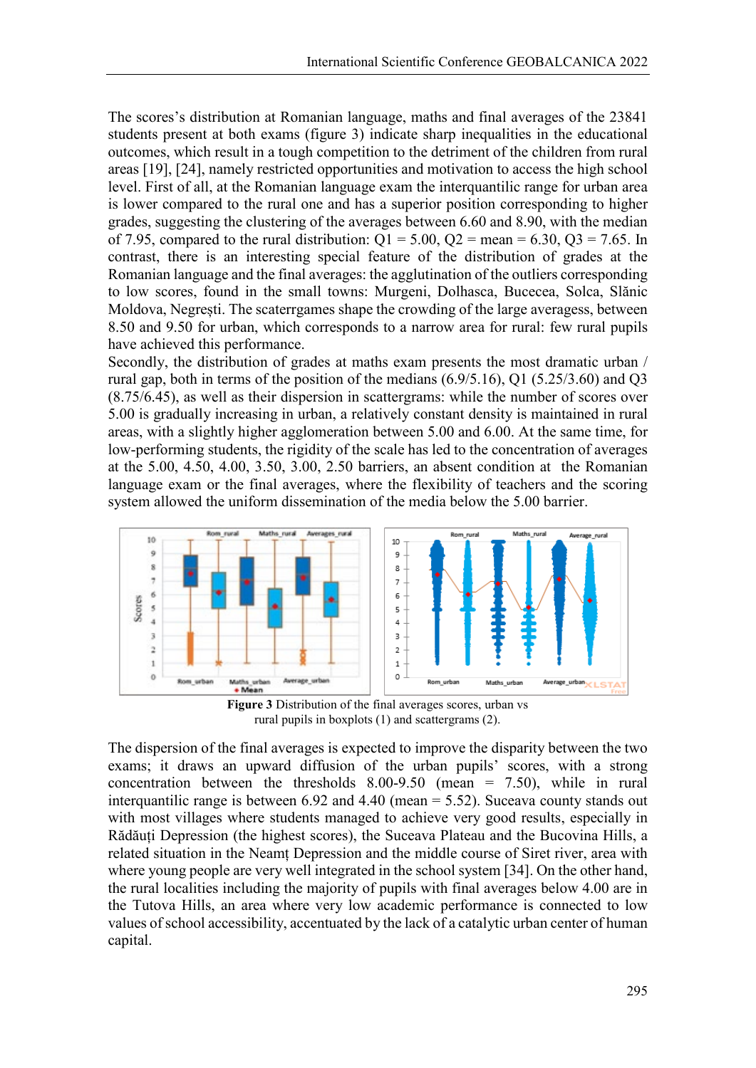The scores's distribution at Romanian language, maths and final averages of the 23841 students present at both exams (figure 3) indicate sharp inequalities in the educational outcomes, which result in a tough competition to the detriment of the children from rural areas [19], [24], namely restricted opportunities and motivation to access the high school level. First of all, at the Romanian language exam the interquantilic range for urban area is lower compared to the rural one and has a superior position corresponding to higher grades, suggesting the clustering of the averages between 6.60 and 8.90, with the median of 7.95, compared to the rural distribution: Q1 = 5.00, Q2 = mean = 6.30, Q3 = 7.65. In contrast, there is an interesting special feature of the distribution of grades at the Romanian language and the final averages: the agglutination of the outliers corresponding to low scores, found in the small towns: Murgeni, Dolhasca, Bucecea, Solca, Slănic Moldova, Negrești. The scaterrgames shape the crowding of the large averagess, between 8.50 and 9.50 for urban, which corresponds to a narrow area for rural: few rural pupils have achieved this performance.

Secondly, the distribution of grades at maths exam presents the most dramatic urban / rural gap, both in terms of the position of the medians (6.9/5.16), Q1 (5.25/3.60) and Q3 (8.75/6.45), as well as their dispersion in scattergrams: while the number of scores over 5.00 is gradually increasing in urban, a relatively constant density is maintained in rural areas, with a slightly higher agglomeration between 5.00 and 6.00. At the same time, for low-performing students, the rigidity of the scale has led to the concentration of averages at the 5.00, 4.50, 4.00, 3.50, 3.00, 2.50 barriers, an absent condition at the Romanian language exam or the final averages, where the flexibility of teachers and the scoring system allowed the uniform dissemination of the media below the 5.00 barrier.

**Figure 3** Distribution of the final averages scores, urban vs rural pupils in boxplots (1) and scattergrams (2).

The dispersion of the final averages is expected to improve the disparity between the two exams; it draws an upward diffusion of the urban pupils' scores, with a strong concentration between the thresholds 8.00-9.50 (mean = 7.50), while in rural interquantilic range is between 6.92 and 4.40 (mean = 5.52). Suceava county stands out with most villages where students managed to achieve very good results, especially in Rădăuți Depression (the highest scores), the Suceava Plateau and the Bucovina Hills, a related situation in the Neamț Depression and the middle course of Siret river, area with where young people are very well integrated in the school system [34]. On the other hand, the rural localities including the majority of pupils with final averages below 4.00 are in the Tutova Hills, an area where very low academic performance is connected to low values of school accessibility, accentuated by the lack of a catalytic urban center of human capital.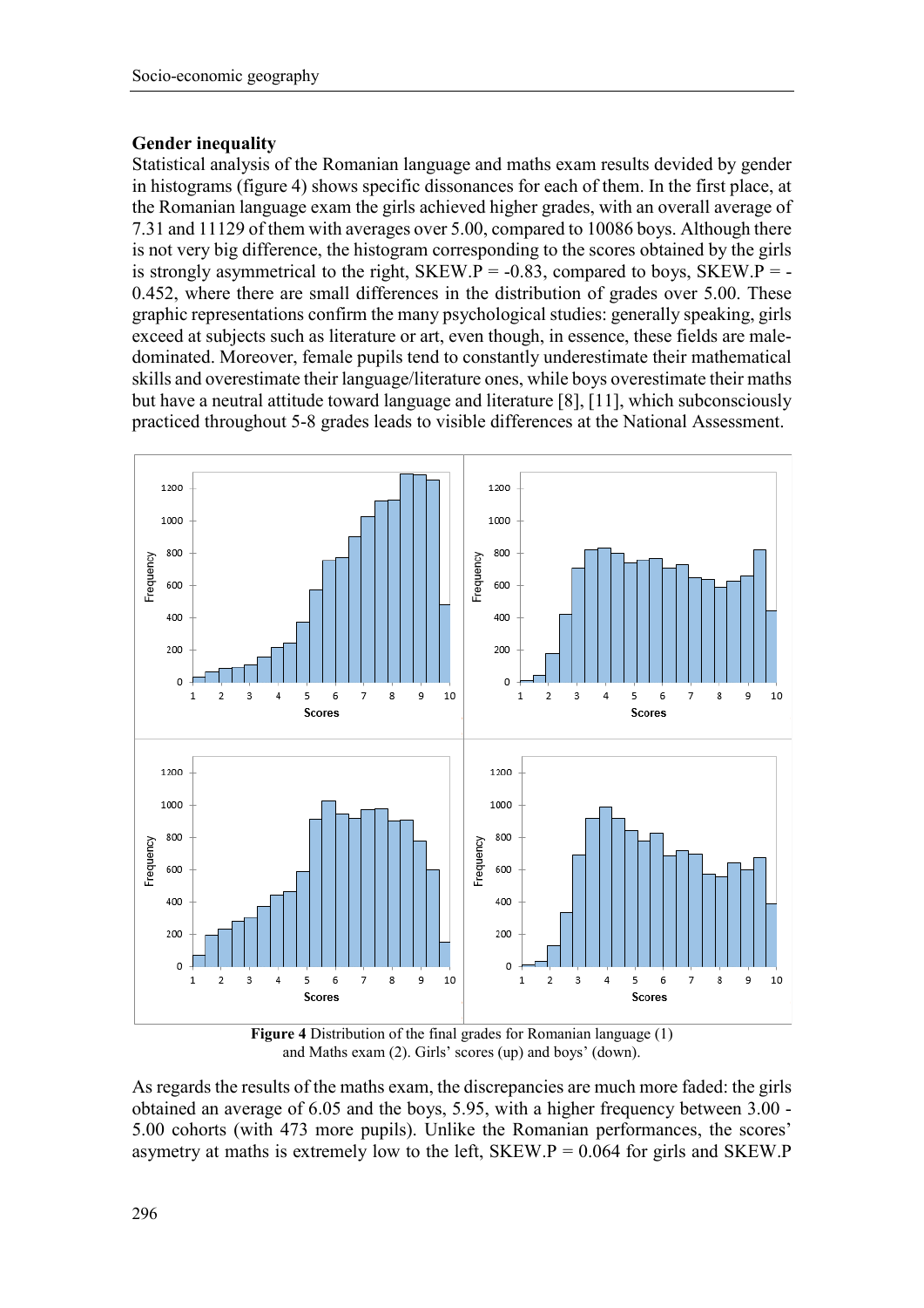### Gender inequality

Statistical analysis of the Romanian language and maths exam results devided by gender in histograms (figure 4) shows specific dissonances for each of them. In the first place, at the Romanian language exam the girls achieved higher grades, with an overall average of 7.31 and 11129 of them with averages over 5.00, compared to 10086 boys. Although there is not very big difference, the histogram corresponding to the scores obtained by the girls is strongly asymmetrical to the right, SKEW.P = -0.83, compared to boys, SKEW.P = -0.452, where there are small differences in the distribution of grades over 5.00. These graphic representations confirm the many psychological studies: generally speaking, girls exceed at subjects such as literature or art, even though, in essence, these fields are male-dominated. Moreover, female pupils tend to constantly underestimate their mathematical skills and overestimate their language/literature ones, while boys overestimate their maths but have a neutral attitude toward language and literature [8], [11], which subconsciously practiced throughout 5-8 grades leads to visible differences at the National Assessment.

**Figure 4** Distribution of the final grades for Romanian language (1) and Maths exam (2). Girls' scores (up) and boys' (down).

As regards the results of the maths exam, the discrepancies are much more faded: the girls obtained an average of 6.05 and the boys, 5.95, with a higher frequency between 3.00 - 5.00 cohorts (with 473 more pupils). Unlike the Romanian performances, the scores' asymetry at maths is extremely low to the left, SKEW.P = 0.064 for girls and SKEW.P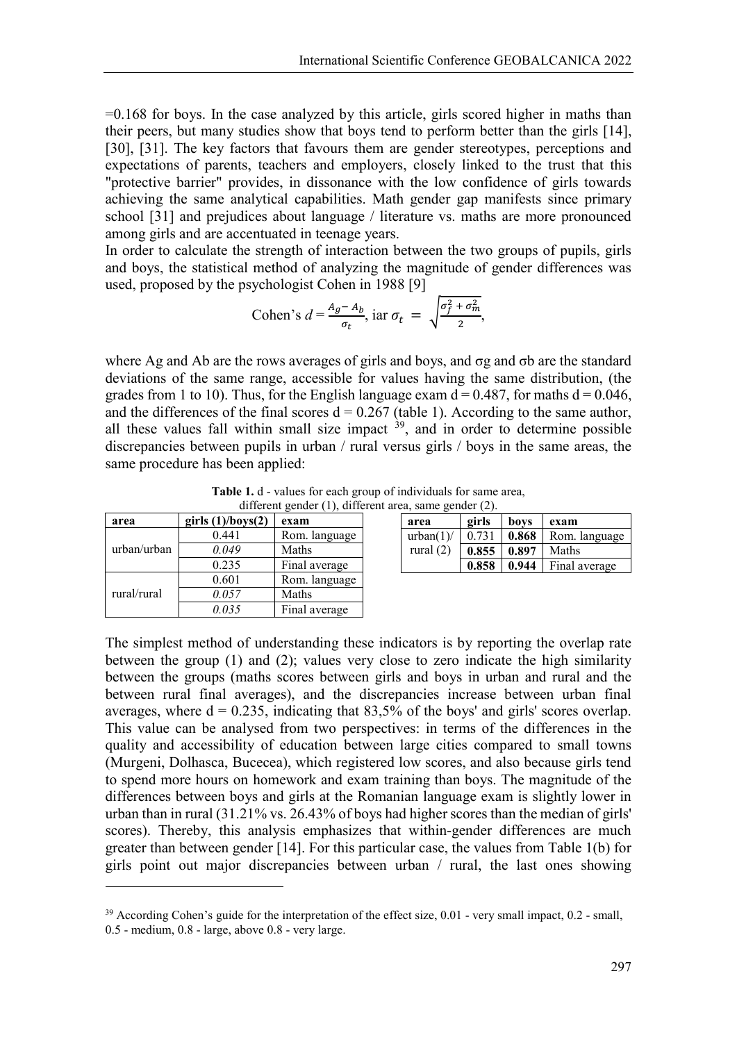=0.168 for boys. In the case analyzed by this article, girls scored higher in maths than their peers, but many studies show that boys tend to perform better than the girls [14], [30], [31]. The key factors that favours them are gender stereotypes, perceptions and expectations of parents, teachers and employers, closely linked to the trust that this "protective barrier" provides, in dissonance with the low confidence of girls towards achieving the same analytical capabilities. Math gender gap manifests since primary school [31] and prejudices about language / literature vs. maths are more pronounced among girls and are accentuated in teenage years.

In order to calculate the strength of interaction between the two groups of pupils, girls and boys, the statistical method of analyzing the magnitude of gender differences was used, proposed by the psychologist Cohen in 1988 [9]

$$\text{Cohen's } d = \frac{A_g - A_b}{\sigma_t}, \text{ iar } \sigma_t = \sqrt{\frac{\sigma_f^2 + \sigma_m^2}{2}},$$

where Ag and Ab are the rows averages of girls and boys, and σg and σb are the standard deviations of the same range, accessible for values having the same distribution, (the grades from 1 to 10). Thus, for the English language exam $d = 0.487$, for maths $d = 0.046$, and the differences of the final scores $d = 0.267$ (table 1). According to the same author, all these values fall within small size impact [39], and in order to determine possible discrepancies between pupils in urban / rural versus girls / boys in the same areas, the same procedure has been applied:

**Table 1.** d - values for each group of individuals for same area, different gender (1), different area, same gender (2).

| area | girls (1)/boys(2) | exam |
|---|---|---|
| urban/urban | 0.441 | Rom. language |
| | *0.049* | Maths |
| | 0.235 | Final average |
| rural/rural | 0.601 | Rom. language |
| | *0.057* | Maths |
| | *0.035* | Final average |

| area | girls | boys | exam |
|---|---|---|---|
| urban(1)/ rural (2) | 0.731 | **0.868** | Rom. language |
| | **0.855** | **0.897** | Maths |
| | **0.858** | **0.944** | Final average |

The simplest method of understanding these indicators is by reporting the overlap rate between the group (1) and (2); values very close to zero indicate the high similarity between the groups (maths scores between girls and boys in urban and rural and the between rural final averages), and the discrepancies increase between urban final averages, where $d = 0.235$, indicating that 83,5% of the boys' and girls' scores overlap. This value can be analysed from two perspectives: in terms of the differences in the quality and accessibility of education between large cities compared to small towns (Murgeni, Dolhasca, Bucecea), which registered low scores, and also because girls tend to spend more hours on homework and exam training than boys. The magnitude of the differences between boys and girls at the Romanian language exam is slightly lower in urban than in rural (31.21% vs. 26.43% of boys had higher scores than the median of girls' scores). Thereby, this analysis emphasizes that within-gender differences are much greater than between gender [14]. For this particular case, the values from Table 1(b) for girls point out major discrepancies between urban / rural, the last ones showing

[39] According Cohen's guide for the interpretation of the effect size, 0.01 - very small impact, 0.2 - small, 0.5 - medium, 0.8 - large, above 0.8 - very large.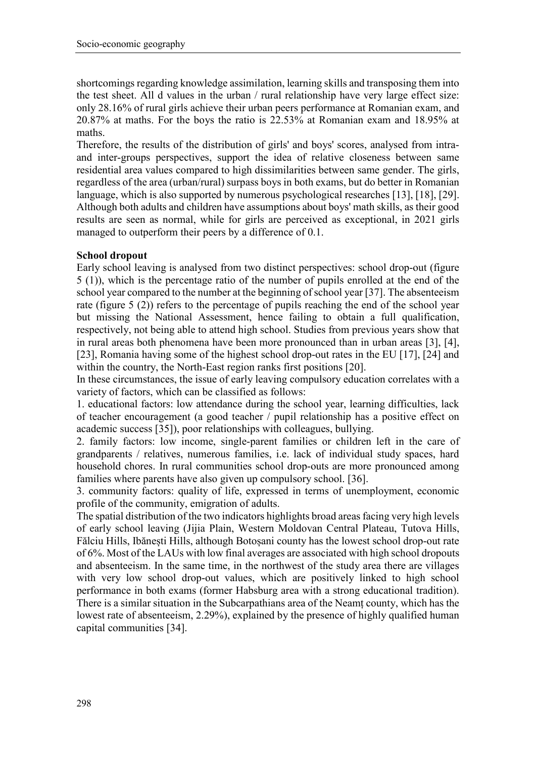shortcomings regarding knowledge assimilation, learning skills and transposing them into the test sheet. All d values in the urban / rural relationship have very large effect size: only 28.16% of rural girls achieve their urban peers performance at Romanian exam, and 20.87% at maths. For the boys the ratio is 22.53% at Romanian exam and 18.95% at maths.

Therefore, the results of the distribution of girls' and boys' scores, analysed from intra- and inter-groups perspectives, support the idea of relative closeness between same residential area values compared to high dissimilarities between same gender. The girls, regardless of the area (urban/rural) surpass boys in both exams, but do better in Romanian language, which is also supported by numerous psychological researches [13], [18], [29]. Although both adults and children have assumptions about boys' math skills, as their good results are seen as normal, while for girls are perceived as exceptional, in 2021 girls managed to outperform their peers by a difference of 0.1.

**School dropout**

Early school leaving is analysed from two distinct perspectives: school drop-out (figure 5 (1)), which is the percentage ratio of the number of pupils enrolled at the end of the school year compared to the number at the beginning of school year [37]. The absenteeism rate (figure 5 (2)) refers to the percentage of pupils reaching the end of the school year but missing the National Assessment, hence failing to obtain a full qualification, respectively, not being able to attend high school. Studies from previous years show that in rural areas both phenomena have been more pronounced than in urban areas [3], [4], [23], Romania having some of the highest school drop-out rates in the EU [17], [24] and within the country, the North-East region ranks first positions [20].

In these circumstances, the issue of early leaving compulsory education correlates with a variety of factors, which can be classified as follows:

1. educational factors: low attendance during the school year, learning difficulties, lack of teacher encouragement (a good teacher / pupil relationship has a positive effect on academic success [35]), poor relationships with colleagues, bullying.
2. family factors: low income, single-parent families or children left in the care of grandparents / relatives, numerous families, i.e. lack of individual study spaces, hard household chores. In rural communities school drop-outs are more pronounced among families where parents have also given up compulsory school. [36].
3. community factors: quality of life, expressed in terms of unemployment, economic profile of the community, emigration of adults.

The spatial distribution of the two indicators highlights broad areas facing very high levels of early school leaving (Jijia Plain, Western Moldovan Central Plateau, Tutova Hills, Fălciu Hills, Ibănești Hills, although Botoșani county has the lowest school drop-out rate of 6%. Most of the LAUs with low final averages are associated with high school dropouts and absenteeism. In the same time, in the northwest of the study area there are villages with very low school drop-out values, which are positively linked to high school performance in both exams (former Habsburg area with a strong educational tradition). There is a similar situation in the Subcarpathians area of the Neamț county, which has the lowest rate of absenteeism, 2.29%), explained by the presence of highly qualified human capital communities [34].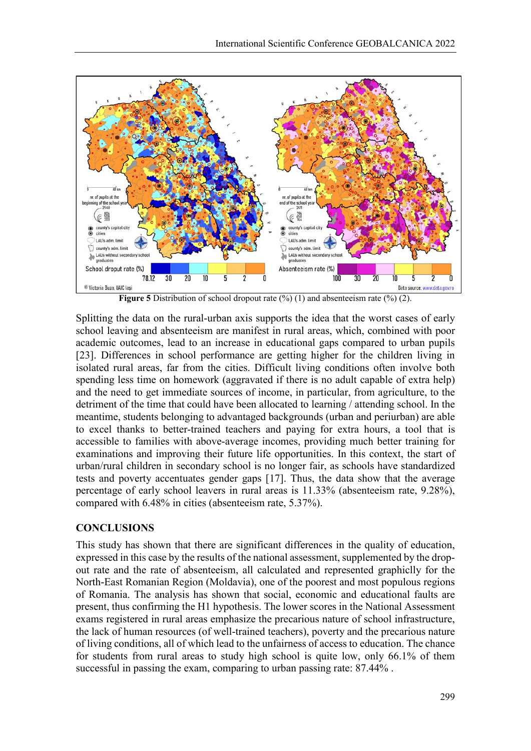**Figure 5** Distribution of school dropout rate (%) (1) and absenteeism rate (%) (2).

Splitting the data on the rural-urban axis supports the idea that the worst cases of early school leaving and absenteeism are manifest in rural areas, which, combined with poor academic outcomes, lead to an increase in educational gaps compared to urban pupils [23]. Differences in school performance are getting higher for the children living in isolated rural areas, far from the cities. Difficult living conditions often involve both spending less time on homework (aggravated if there is no adult capable of extra help) and the need to get immediate sources of income, in particular, from agriculture, to the detriment of the time that could have been allocated to learning / attending school. In the meantime, students belonging to advantaged backgrounds (urban and periurban) are able to excel thanks to better-trained teachers and paying for extra hours, a tool that is accessible to families with above-average incomes, providing much better training for examinations and improving their future life opportunities. In this context, the start of urban/rural children in secondary school is no longer fair, as schools have standardized tests and poverty accentuates gender gaps [17]. Thus, the data show that the average percentage of early school leavers in rural areas is 11.33% (absenteeism rate, 9.28%), compared with 6.48% in cities (absenteeism rate, 5.37%).

## CONCLUSIONS

This study has shown that there are significant differences in the quality of education, expressed in this case by the results of the national assessment, supplemented by the drop-out rate and the rate of absenteeism, all calculated and represented graphiclly for the North-East Romanian Region (Moldavia), one of the poorest and most populous regions of Romania. The analysis has shown that social, economic and educational faults are present, thus confirming the H1 hypothesis. The lower scores in the National Assessment exams registered in rural areas emphasize the precarious nature of school infrastructure, the lack of human resources (of well-trained teachers), poverty and the precarious nature of living conditions, all of which lead to the unfairness of access to education. The chance for students from rural areas to study high school is quite low, only 66.1% of them successful in passing the exam, comparing to urban passing rate: 87.44% .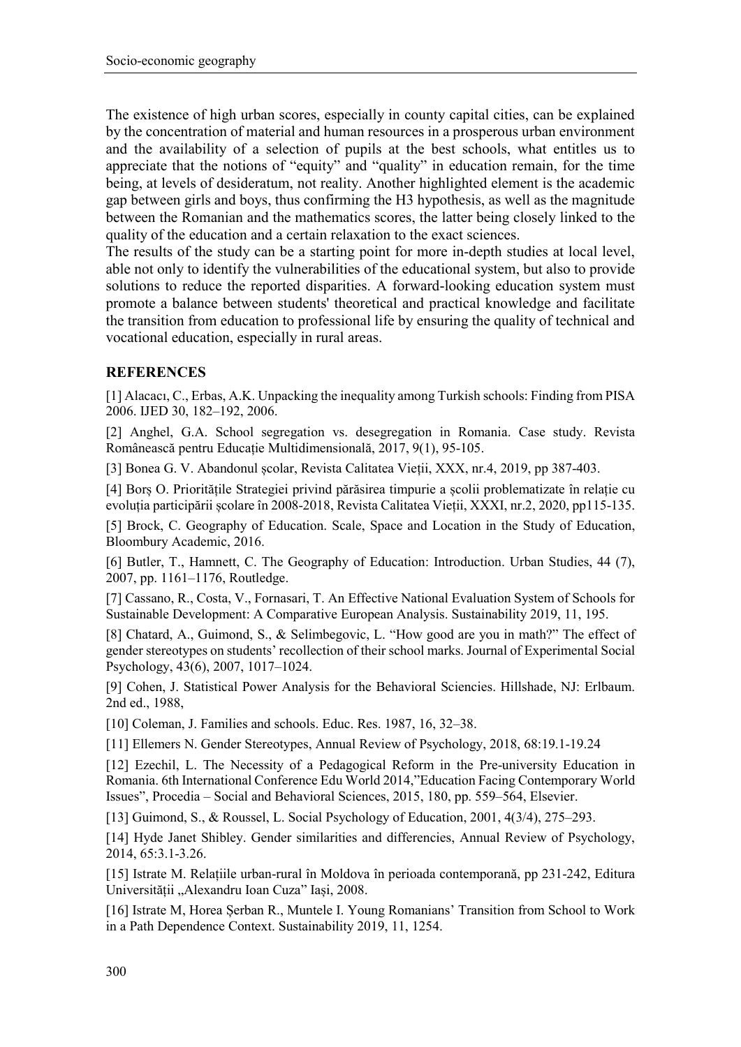The existence of high urban scores, especially in county capital cities, can be explained by the concentration of material and human resources in a prosperous urban environment and the availability of a selection of pupils at the best schools, what entitles us to appreciate that the notions of "equity" and "quality" in education remain, for the time being, at levels of desideratum, not reality. Another highlighted element is the academic gap between girls and boys, thus confirming the H3 hypothesis, as well as the magnitude between the Romanian and the mathematics scores, the latter being closely linked to the quality of the education and a certain relaxation to the exact sciences.

The results of the study can be a starting point for more in-depth studies at local level, able not only to identify the vulnerabilities of the educational system, but also to provide solutions to reduce the reported disparities. A forward-looking education system must promote a balance between students' theoretical and practical knowledge and facilitate the transition from education to professional life by ensuring the quality of technical and vocational education, especially in rural areas.

## REFERENCES

[1] Alacacı, C., Erbas, A.K. Unpacking the inequality among Turkish schools: Finding from PISA 2006. IJED 30, 182–192, 2006.

[2] Anghel, G.A. School segregation vs. desegregation in Romania. Case study. Revista Românească pentru Educație Multidimensională, 2017, 9(1), 95-105.

[3] Bonea G. V. Abandonul școlar, Revista Calitatea Vieții, XXX, nr.4, 2019, pp 387-403.

[4] Borș O. Prioritățile Strategiei privind părăsirea timpurie a școlii problematizate în relație cu evoluția participării școlare în 2008-2018, Revista Calitatea Vieții, XXXI, nr.2, 2020, pp115-135.

[5] Brock, C. Geography of Education. Scale, Space and Location in the Study of Education, Bloombury Academic, 2016.

[6] Butler, T., Hamnett, C. The Geography of Education: Introduction. Urban Studies, 44 (7), 2007, pp. 1161–1176, Routledge.

[7] Cassano, R., Costa, V., Fornasari, T. An Effective National Evaluation System of Schools for Sustainable Development: A Comparative European Analysis. Sustainability 2019, 11, 195.

[8] Chatard, A., Guimond, S., & Selimbegovic, L. "How good are you in math?" The effect of gender stereotypes on students' recollection of their school marks. Journal of Experimental Social Psychology, 43(6), 2007, 1017–1024.

[9] Cohen, J. Statistical Power Analysis for the Behavioral Sciencies. Hillshade, NJ: Erlbaum. 2nd ed., 1988,

[10] Coleman, J. Families and schools. Educ. Res. 1987, 16, 32–38.

[11] Ellemers N. Gender Stereotypes, Annual Review of Psychology, 2018, 68:19.1-19.24

[12] Ezechil, L. The Necessity of a Pedagogical Reform in the Pre-university Education in Romania. 6th International Conference Edu World 2014,"Education Facing Contemporary World Issues", Procedia – Social and Behavioral Sciences, 2015, 180, pp. 559–564, Elsevier.

[13] Guimond, S., & Roussel, L. Social Psychology of Education, 2001, 4(3/4), 275–293.

[14] Hyde Janet Shibley. Gender similarities and differencies, Annual Review of Psychology, 2014, 65:3.1-3.26.

[15] Istrate M. Relațiile urban-rural în Moldova în perioada contemporană, pp 231-242, Editura Universității „Alexandru Ioan Cuza" Iași, 2008.

[16] Istrate M, Horea Șerban R., Muntele I. Young Romanians' Transition from School to Work in a Path Dependence Context. Sustainability 2019, 11, 1254.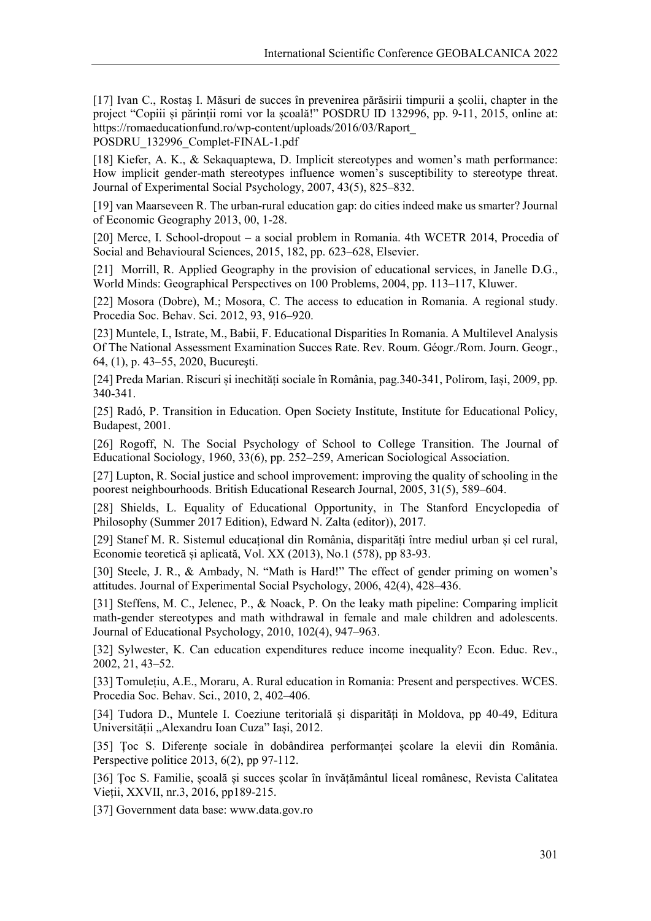[17] Ivan C., Rostaș I. Măsuri de succes în prevenirea părăsirii timpurii a școlii, chapter in the project "Copiii și părinții romi vor la școală!" POSDRU ID 132996, pp. 9-11, 2015, online at: https://romaeducationfund.ro/wp-content/uploads/2016/03/Raport_POSDRU_132996_Complet-FINAL-1.pdf

[18] Kiefer, A. K., & Sekaquaptewa, D. Implicit stereotypes and women's math performance: How implicit gender-math stereotypes influence women's susceptibility to stereotype threat. Journal of Experimental Social Psychology, 2007, 43(5), 825–832.

[19] van Maarseveen R. The urban-rural education gap: do cities indeed make us smarter? Journal of Economic Geography 2013, 00, 1-28.

[20] Merce, I. School-dropout – a social problem in Romania. 4th WCETR 2014, Procedia of Social and Behavioural Sciences, 2015, 182, pp. 623–628, Elsevier.

[21] Morrill, R. Applied Geography in the provision of educational services, in Janelle D.G., World Minds: Geographical Perspectives on 100 Problems, 2004, pp. 113–117, Kluwer.

[22] Mosora (Dobre), M.; Mosora, C. The access to education in Romania. A regional study. Procedia Soc. Behav. Sci. 2012, 93, 916–920.

[23] Muntele, I., Istrate, M., Babii, F. Educational Disparities In Romania. A Multilevel Analysis Of The National Assessment Examination Succes Rate. Rev. Roum. Géogr./Rom. Journ. Geogr., 64, (1), p. 43–55, 2020, București.

[24] Preda Marian. Riscuri și inechități sociale în România, pag.340-341, Polirom, Iași, 2009, pp. 340-341.

[25] Radó, P. Transition in Education. Open Society Institute, Institute for Educational Policy, Budapest, 2001.

[26] Rogoff, N. The Social Psychology of School to College Transition. The Journal of Educational Sociology, 1960, 33(6), pp. 252–259, American Sociological Association.

[27] Lupton, R. Social justice and school improvement: improving the quality of schooling in the poorest neighbourhoods. British Educational Research Journal, 2005, 31(5), 589–604.

[28] Shields, L. Equality of Educational Opportunity, in The Stanford Encyclopedia of Philosophy (Summer 2017 Edition), Edward N. Zalta (editor)), 2017.

[29] Stanef M. R. Sistemul educațional din România, disparități între mediul urban și cel rural, Economie teoretică și aplicată, Vol. XX (2013), No.1 (578), pp 83-93.

[30] Steele, J. R., & Ambady, N. "Math is Hard!" The effect of gender priming on women's attitudes. Journal of Experimental Social Psychology, 2006, 42(4), 428–436.

[31] Steffens, M. C., Jelenec, P., & Noack, P. On the leaky math pipeline: Comparing implicit math-gender stereotypes and math withdrawal in female and male children and adolescents. Journal of Educational Psychology, 2010, 102(4), 947–963.

[32] Sylwester, K. Can education expenditures reduce income inequality? Econ. Educ. Rev., 2002, 21, 43–52.

[33] Tomulețiu, A.E., Moraru, A. Rural education in Romania: Present and perspectives. WCES. Procedia Soc. Behav. Sci., 2010, 2, 402–406.

[34] Tudora D., Muntele I. Coeziune teritorială și disparități în Moldova, pp 40-49, Editura Universității „Alexandru Ioan Cuza" Iași, 2012.

[35] Ţoc S. Diferențe sociale în dobândirea performanței școlare la elevii din România. Perspective politice 2013, 6(2), pp 97-112.

[36] Ţoc S. Familie, școală și succes școlar în învățământul liceal românesc, Revista Calitatea Vieții, XXVII, nr.3, 2016, pp189-215.

[37] Government data base: www.data.gov.ro